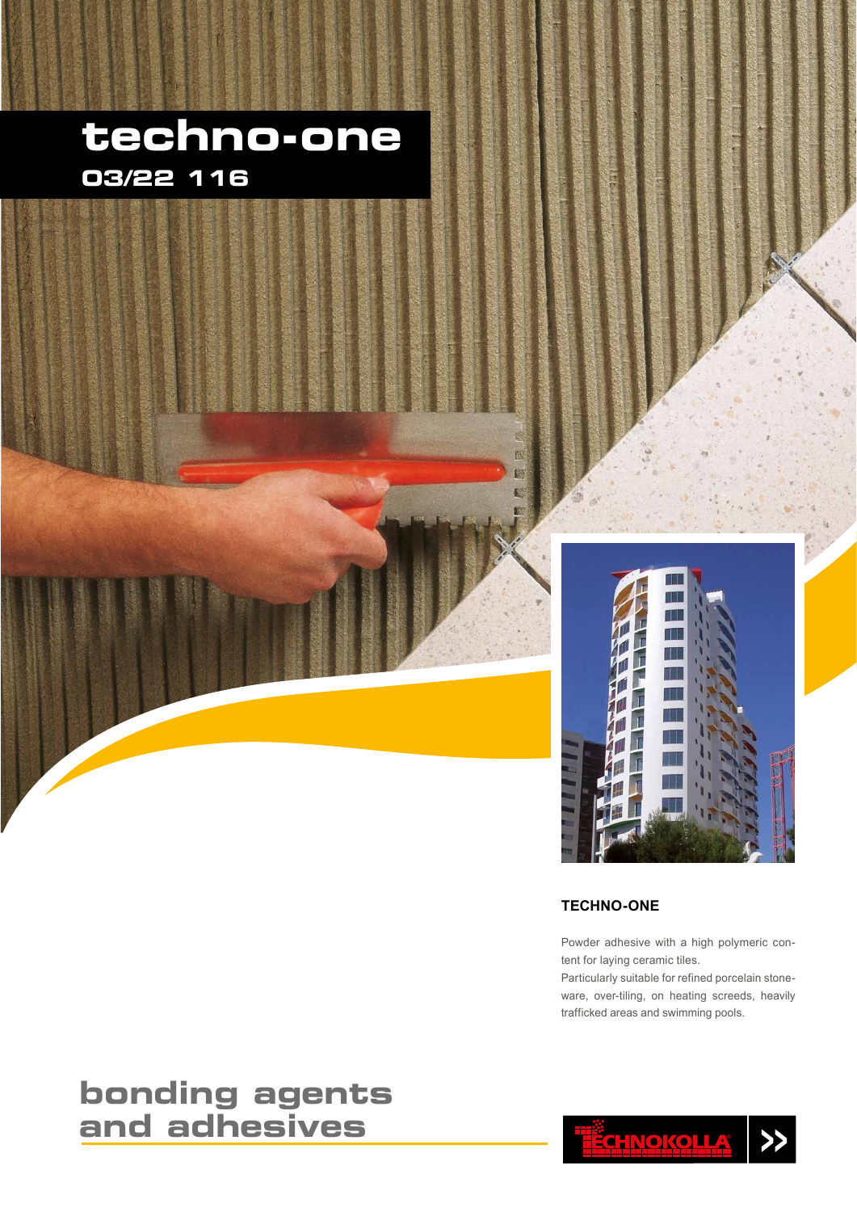# techno-one

**03/22 116**

### TECHNO-ONE

Powder adhesive with a high polymeric content for laying ceramic tiles.
Particularly suitable for refined porcelain stoneware, over-tiling, on heating screeds, heavily trafficked areas and swimming pools.

## bonding agents and adhesives

TECHNOKOLLA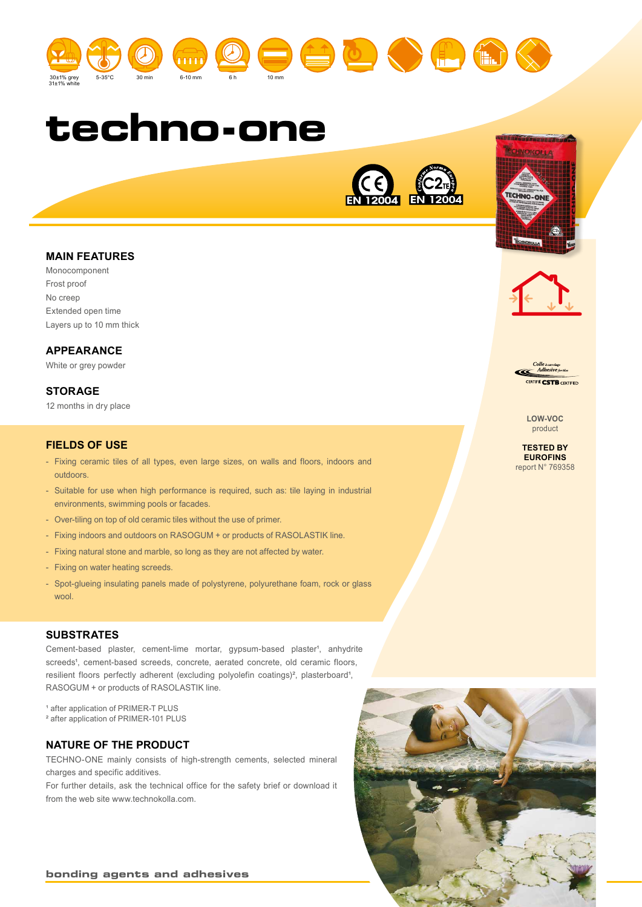30±1% grey
31±1% white

5-35°C

30 min

6-10 mm

6 h

10 mm

# techno-one

EN 12004 EN 12004

## MAIN FEATURES

Monocomponent
Frost proof
No creep
Extended open time
Layers up to 10 mm thick

## APPEARANCE

White or grey powder

## STORAGE

12 months in dry place

**LOW-VOC**
product

**TESTED BY EUROFINS**
report N° 769358

## FIELDS OF USE

- Fixing ceramic tiles of all types, even large sizes, on walls and floors, indoors and outdoors.
- Suitable for use when high performance is required, such as: tile laying in industrial environments, swimming pools or facades.
- Over-tiling on top of old ceramic tiles without the use of primer.
- Fixing indoors and outdoors on RASOGUM + or products of RASOLASTIK line.
- Fixing natural stone and marble, so long as they are not affected by water.
- Fixing on water heating screeds.
- Spot-glueing insulating panels made of polystyrene, polyurethane foam, rock or glass wool.

## SUBSTRATES

Cement-based plaster, cement-lime mortar, gypsum-based plaster[1], anhydrite screeds[1], cement-based screeds, concrete, aerated concrete, old ceramic floors, resilient floors perfectly adherent (excluding polyolefin coatings)[2], plasterboard[1], RASOGUM + or products of RASOLASTIK line.

[1] after application of PRIMER-T PLUS
[2] after application of PRIMER-101 PLUS

## NATURE OF THE PRODUCT

TECHNO-ONE mainly consists of high-strength cements, selected mineral charges and specific additives.
For further details, ask the technical office for the safety brief or download it from the web site www.technokolla.com.

**bonding agents and adhesives**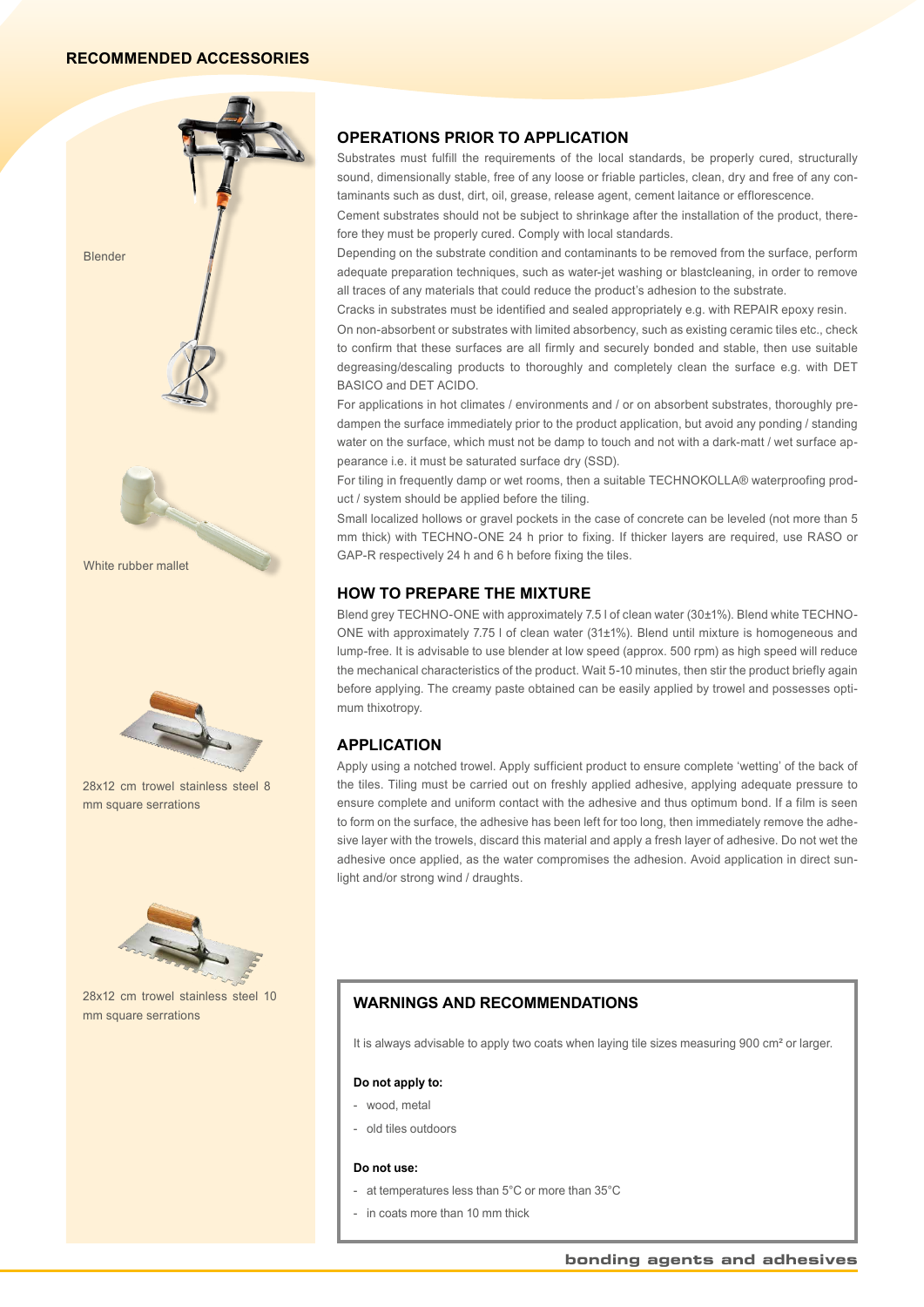## RECOMMENDED ACCESSORIES

Blender

White rubber mallet

28x12 cm trowel stainless steel 8 mm square serrations

28x12 cm trowel stainless steel 10 mm square serrations

## OPERATIONS PRIOR TO APPLICATION

Substrates must fulfill the requirements of the local standards, be properly cured, structurally sound, dimensionally stable, free of any loose or friable particles, clean, dry and free of any contaminants such as dust, dirt, oil, grease, release agent, cement laitance or efflorescence.

Cement substrates should not be subject to shrinkage after the installation of the product, therefore they must be properly cured. Comply with local standards.

Depending on the substrate condition and contaminants to be removed from the surface, perform adequate preparation techniques, such as water-jet washing or blastcleaning, in order to remove all traces of any materials that could reduce the product's adhesion to the substrate.

Cracks in substrates must be identified and sealed appropriately e.g. with REPAIR epoxy resin.

On non-absorbent or substrates with limited absorbency, such as existing ceramic tiles etc., check to confirm that these surfaces are all firmly and securely bonded and stable, then use suitable degreasing/descaling products to thoroughly and completely clean the surface e.g. with DET BASICO and DET ACIDO.

For applications in hot climates / environments and / or on absorbent substrates, thoroughly pre-dampen the surface immediately prior to the product application, but avoid any ponding / standing water on the surface, which must not be damp to touch and not with a dark-matt / wet surface appearance i.e. it must be saturated surface dry (SSD).

For tiling in frequently damp or wet rooms, then a suitable TECHNOKOLLA® waterproofing product / system should be applied before the tiling.

Small localized hollows or gravel pockets in the case of concrete can be leveled (not more than 5 mm thick) with TECHNO-ONE 24 h prior to fixing. If thicker layers are required, use RASO or GAP-R respectively 24 h and 6 h before fixing the tiles.

## HOW TO PREPARE THE MIXTURE

Blend grey TECHNO-ONE with approximately 7.5 l of clean water (30±1%). Blend white TECHNO-ONE with approximately 7.75 l of clean water (31±1%). Blend until mixture is homogeneous and lump-free. It is advisable to use blender at low speed (approx. 500 rpm) as high speed will reduce the mechanical characteristics of the product. Wait 5-10 minutes, then stir the product briefly again before applying. The creamy paste obtained can be easily applied by trowel and possesses optimum thixotropy.

## APPLICATION

Apply using a notched trowel. Apply sufficient product to ensure complete 'wetting' of the back of the tiles. Tiling must be carried out on freshly applied adhesive, applying adequate pressure to ensure complete and uniform contact with the adhesive and thus optimum bond. If a film is seen to form on the surface, the adhesive has been left for too long, then immediately remove the adhesive layer with the trowels, discard this material and apply a fresh layer of adhesive. Do not wet the adhesive once applied, as the water compromises the adhesion. Avoid application in direct sunlight and/or strong wind / draughts.

## WARNINGS AND RECOMMENDATIONS

It is always advisable to apply two coats when laying tile sizes measuring 900 cm² or larger.

**Do not apply to:**

- wood, metal
- old tiles outdoors

**Do not use:**

- at temperatures less than 5°C or more than 35°C
- in coats more than 10 mm thick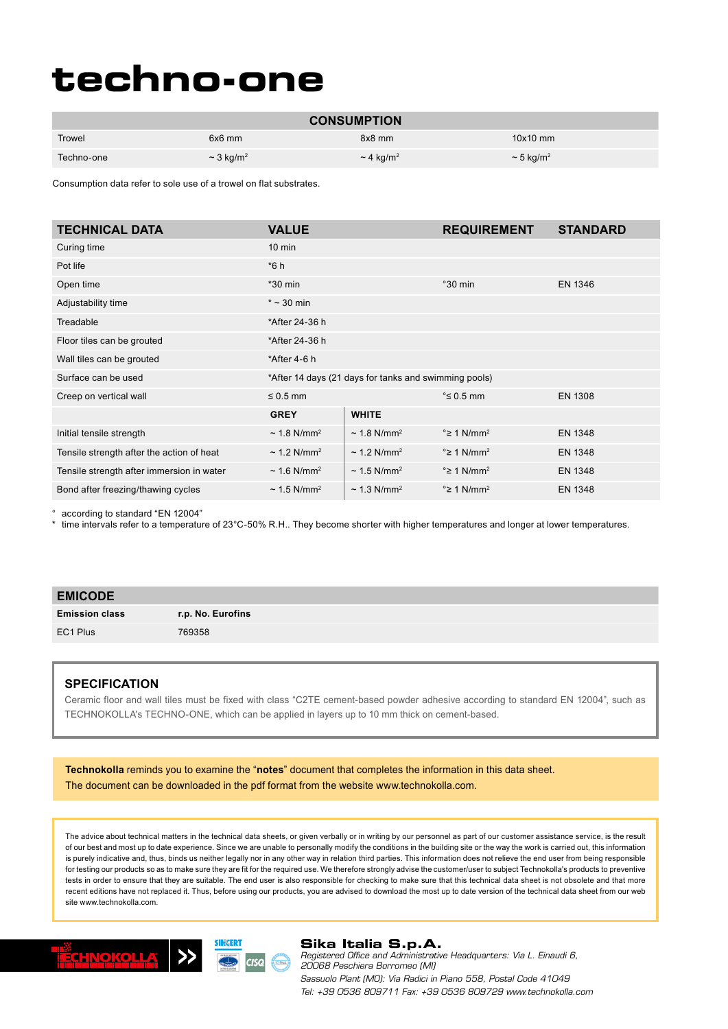# techno-one

| CONSUMPTION | | | |
|---|---|---|---|
| Trowel | 6x6 mm | 8x8 mm | 10x10 mm |
| Techno-one | ~ 3 kg/m$^2$ | ~ 4 kg/m$^2$ | ~ 5 kg/m$^2$ |

Consumption data refer to sole use of a trowel on flat substrates.

| TECHNICAL DATA | VALUE | | REQUIREMENT | STANDARD |
|---|---|---|---|---|
| Curing time | 10 min | | | |
| Pot life | *6 h | | | |
| Open time | *30 min | | °30 min | EN 1346 |
| Adjustability time | * ~ 30 min | | | |
| Treadable | *After 24-36 h | | | |
| Floor tiles can be grouted | *After 24-36 h | | | |
| Wall tiles can be grouted | *After 4-6 h | | | |
| Surface can be used | *After 14 days (21 days for tanks and swimming pools) | | | |
| Creep on vertical wall | ≤ 0.5 mm | | °≤ 0.5 mm | EN 1308 |
| | **GREY** | **WHITE** | | |
| Initial tensile strength | ~ 1.8 N/mm$^2$ | ~ 1.8 N/mm$^2$ | °≥ 1 N/mm$^2$ | EN 1348 |
| Tensile strength after the action of heat | ~ 1.2 N/mm$^2$ | ~ 1.2 N/mm$^2$ | °≥ 1 N/mm$^2$ | EN 1348 |
| Tensile strength after immersion in water | ~ 1.6 N/mm$^2$ | ~ 1.5 N/mm$^2$ | °≥ 1 N/mm$^2$ | EN 1348 |
| Bond after freezing/thawing cycles | ~ 1.5 N/mm$^2$ | ~ 1.3 N/mm$^2$ | °≥ 1 N/mm$^2$ | EN 1348 |

° according to standard "EN 12004"
* time intervals refer to a temperature of 23°C-50% R.H.. They become shorter with higher temperatures and longer at lower temperatures.

| EMICODE | |
|---|---|
| **Emission class** | **r.p. No. Eurofins** |
| EC1 Plus | 769358 |

## SPECIFICATION

Ceramic floor and wall tiles must be fixed with class "C2TE cement-based powder adhesive according to standard EN 12004", such as TECHNOKOLLA's TECHNO-ONE, which can be applied in layers up to 10 mm thick on cement-based.

**Technokolla** reminds you to examine the "**notes**" document that completes the information in this data sheet.
The document can be downloaded in the pdf format from the website www.technokolla.com.

The advice about technical matters in the technical data sheets, or given verbally or in writing by our personnel as part of our customer assistance service, is the result of our best and most up to date experience. Since we are unable to personally modify the conditions in the building site or the way the work is carried out, this information is purely indicative and, thus, binds us neither legally nor in any other way in relation third parties. This information does not relieve the end user from being responsible for testing our products so as to make sure they are fit for the required use. We therefore strongly advise the customer/user to subject Technokolla's products to preventive tests in order to ensure that they are suitable. The end user is also responsible for checking to make sure that this technical data sheet is not obsolete and that more recent editions have not replaced it. Thus, before using our products, you are advised to download the most up to date version of the technical data sheet from our web site www.technokolla.com.

TECHNOKOLLA

SINCERT CISQ

**Sika Italia S.p.A.**
*Registered Office and Administrative Headquarters: Via L. Einaudi 6, 20068 Peschiera Borromeo (MI)*
*Sassuolo Plant (MO): Via Radici in Piano 558, Postal Code 41049*
*Tel: +39 0536 809711 Fax: +39 0536 809729 www.technokolla.com*